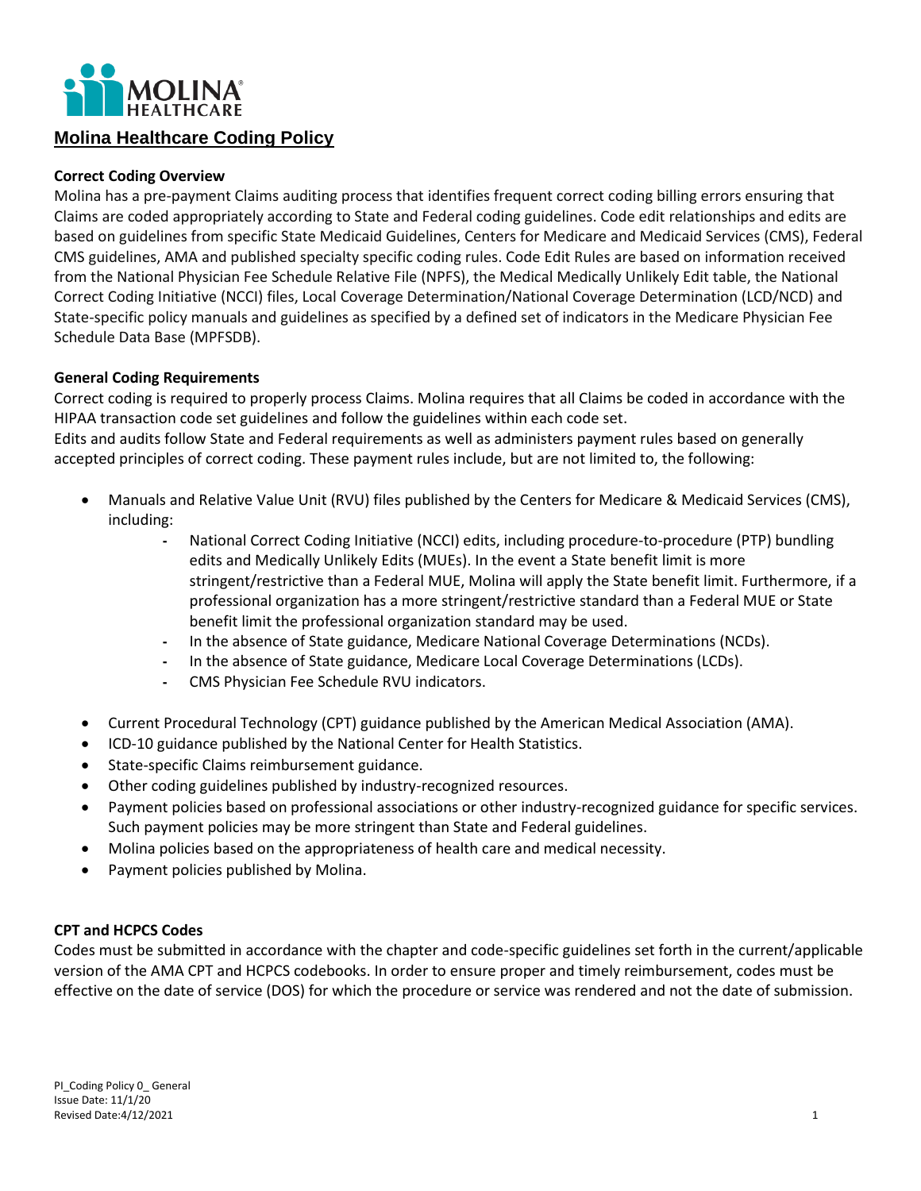# Molina Healthcare Coding Policy

## Correct Coding Overview

Molina has a pre-payment Claims auditing process that identifies frequent correct coding billing errors ensuring that Claims are coded appropriately according to State and Federal coding guidelines. Code edit relationships and edits are based on guidelines from specific State Medicaid Guidelines, Centers for Medicare and Medicaid Services (CMS), Federal CMS guidelines, AMA and published specialty specific coding rules. Code Edit Rules are based on information received from the National Physician Fee Schedule Relative File (NPFS), the Medical Medically Unlikely Edit table, the National Correct Coding Initiative (NCCI) files, Local Coverage Determination/National Coverage Determination (LCD/NCD) and State-specific policy manuals and guidelines as specified by a defined set of indicators in the Medicare Physician Fee Schedule Data Base (MPFSDB).

## General Coding Requirements

Correct coding is required to properly process Claims. Molina requires that all Claims be coded in accordance with the HIPAA transaction code set guidelines and follow the guidelines within each code set.
Edits and audits follow State and Federal requirements as well as administers payment rules based on generally accepted principles of correct coding. These payment rules include, but are not limited to, the following:

- Manuals and Relative Value Unit (RVU) files published by the Centers for Medicare & Medicaid Services (CMS), including:
  - National Correct Coding Initiative (NCCI) edits, including procedure-to-procedure (PTP) bundling edits and Medically Unlikely Edits (MUEs). In the event a State benefit limit is more stringent/restrictive than a Federal MUE, Molina will apply the State benefit limit. Furthermore, if a professional organization has a more stringent/restrictive standard than a Federal MUE or State benefit limit the professional organization standard may be used.
  - In the absence of State guidance, Medicare National Coverage Determinations (NCDs).
  - In the absence of State guidance, Medicare Local Coverage Determinations (LCDs).
  - CMS Physician Fee Schedule RVU indicators.
- Current Procedural Technology (CPT) guidance published by the American Medical Association (AMA).
- ICD-10 guidance published by the National Center for Health Statistics.
- State-specific Claims reimbursement guidance.
- Other coding guidelines published by industry-recognized resources.
- Payment policies based on professional associations or other industry-recognized guidance for specific services. Such payment policies may be more stringent than State and Federal guidelines.
- Molina policies based on the appropriateness of health care and medical necessity.
- Payment policies published by Molina.

## CPT and HCPCS Codes

Codes must be submitted in accordance with the chapter and code-specific guidelines set forth in the current/applicable version of the AMA CPT and HCPCS codebooks. In order to ensure proper and timely reimbursement, codes must be effective on the date of service (DOS) for which the procedure or service was rendered and not the date of submission.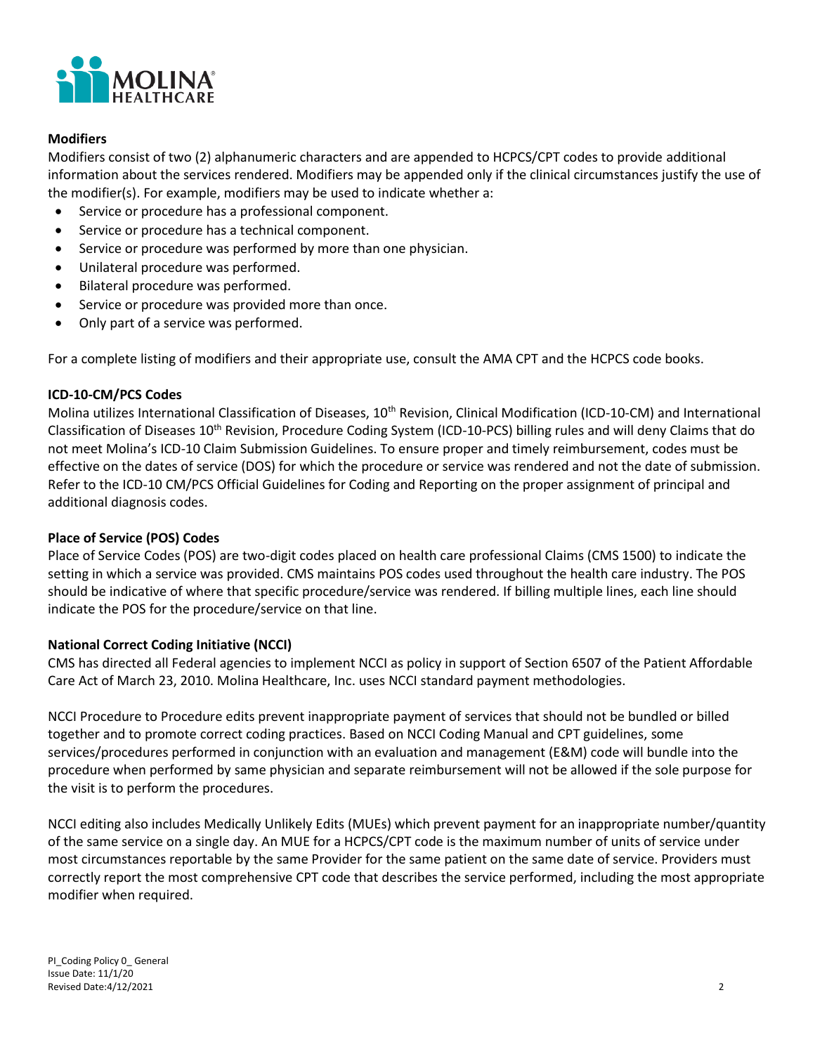### Modifiers

Modifiers consist of two (2) alphanumeric characters and are appended to HCPCS/CPT codes to provide additional information about the services rendered. Modifiers may be appended only if the clinical circumstances justify the use of the modifier(s). For example, modifiers may be used to indicate whether a:

- Service or procedure has a professional component.
- Service or procedure has a technical component.
- Service or procedure was performed by more than one physician.
- Unilateral procedure was performed.
- Bilateral procedure was performed.
- Service or procedure was provided more than once.
- Only part of a service was performed.

For a complete listing of modifiers and their appropriate use, consult the AMA CPT and the HCPCS code books.

### ICD-10-CM/PCS Codes

Molina utilizes International Classification of Diseases, 10th Revision, Clinical Modification (ICD-10-CM) and International Classification of Diseases 10th Revision, Procedure Coding System (ICD-10-PCS) billing rules and will deny Claims that do not meet Molina's ICD-10 Claim Submission Guidelines. To ensure proper and timely reimbursement, codes must be effective on the dates of service (DOS) for which the procedure or service was rendered and not the date of submission. Refer to the ICD-10 CM/PCS Official Guidelines for Coding and Reporting on the proper assignment of principal and additional diagnosis codes.

### Place of Service (POS) Codes

Place of Service Codes (POS) are two-digit codes placed on health care professional Claims (CMS 1500) to indicate the setting in which a service was provided. CMS maintains POS codes used throughout the health care industry. The POS should be indicative of where that specific procedure/service was rendered. If billing multiple lines, each line should indicate the POS for the procedure/service on that line.

### National Correct Coding Initiative (NCCI)

CMS has directed all Federal agencies to implement NCCI as policy in support of Section 6507 of the Patient Affordable Care Act of March 23, 2010. Molina Healthcare, Inc. uses NCCI standard payment methodologies.

NCCI Procedure to Procedure edits prevent inappropriate payment of services that should not be bundled or billed together and to promote correct coding practices. Based on NCCI Coding Manual and CPT guidelines, some services/procedures performed in conjunction with an evaluation and management (E&M) code will bundle into the procedure when performed by same physician and separate reimbursement will not be allowed if the sole purpose for the visit is to perform the procedures.

NCCI editing also includes Medically Unlikely Edits (MUEs) which prevent payment for an inappropriate number/quantity of the same service on a single day. An MUE for a HCPCS/CPT code is the maximum number of units of service under most circumstances reportable by the same Provider for the same patient on the same date of service. Providers must correctly report the most comprehensive CPT code that describes the service performed, including the most appropriate modifier when required.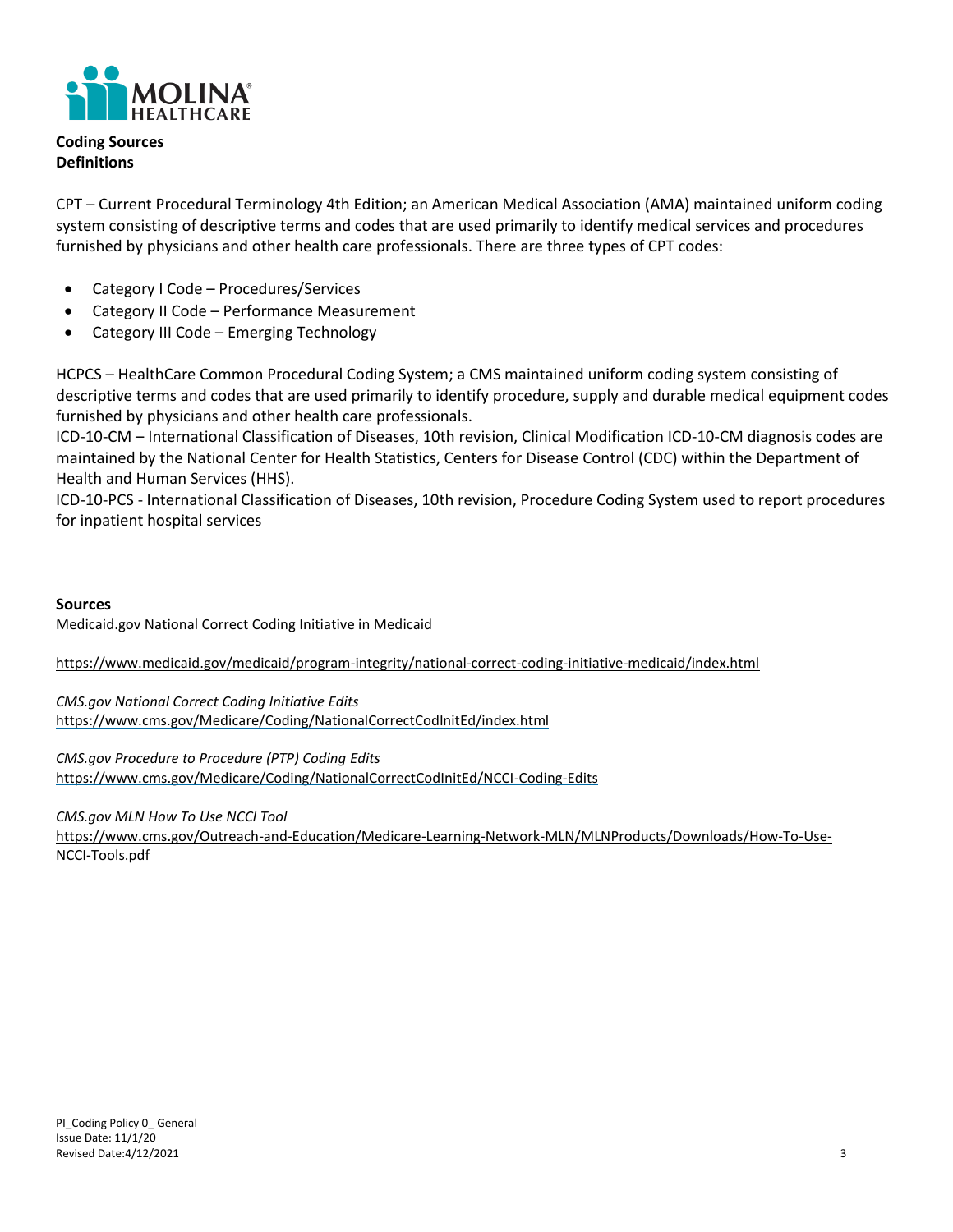**Coding Sources**
**Definitions**

CPT – Current Procedural Terminology 4th Edition; an American Medical Association (AMA) maintained uniform coding system consisting of descriptive terms and codes that are used primarily to identify medical services and procedures furnished by physicians and other health care professionals. There are three types of CPT codes:

- Category I Code – Procedures/Services
- Category II Code – Performance Measurement
- Category III Code – Emerging Technology

HCPCS – HealthCare Common Procedural Coding System; a CMS maintained uniform coding system consisting of descriptive terms and codes that are used primarily to identify procedure, supply and durable medical equipment codes furnished by physicians and other health care professionals.
ICD-10-CM – International Classification of Diseases, 10th revision, Clinical Modification ICD-10-CM diagnosis codes are maintained by the National Center for Health Statistics, Centers for Disease Control (CDC) within the Department of Health and Human Services (HHS).
ICD-10-PCS - International Classification of Diseases, 10th revision, Procedure Coding System used to report procedures for inpatient hospital services

**Sources**
Medicaid.gov National Correct Coding Initiative in Medicaid

https://www.medicaid.gov/medicaid/program-integrity/national-correct-coding-initiative-medicaid/index.html

*CMS.gov National Correct Coding Initiative Edits*
https://www.cms.gov/Medicare/Coding/NationalCorrectCodInitEd/index.html

*CMS.gov Procedure to Procedure (PTP) Coding Edits*
https://www.cms.gov/Medicare/Coding/NationalCorrectCodInitEd/NCCI-Coding-Edits

*CMS.gov MLN How To Use NCCI Tool*
https://www.cms.gov/Outreach-and-Education/Medicare-Learning-Network-MLN/MLNProducts/Downloads/How-To-Use-NCCI-Tools.pdf